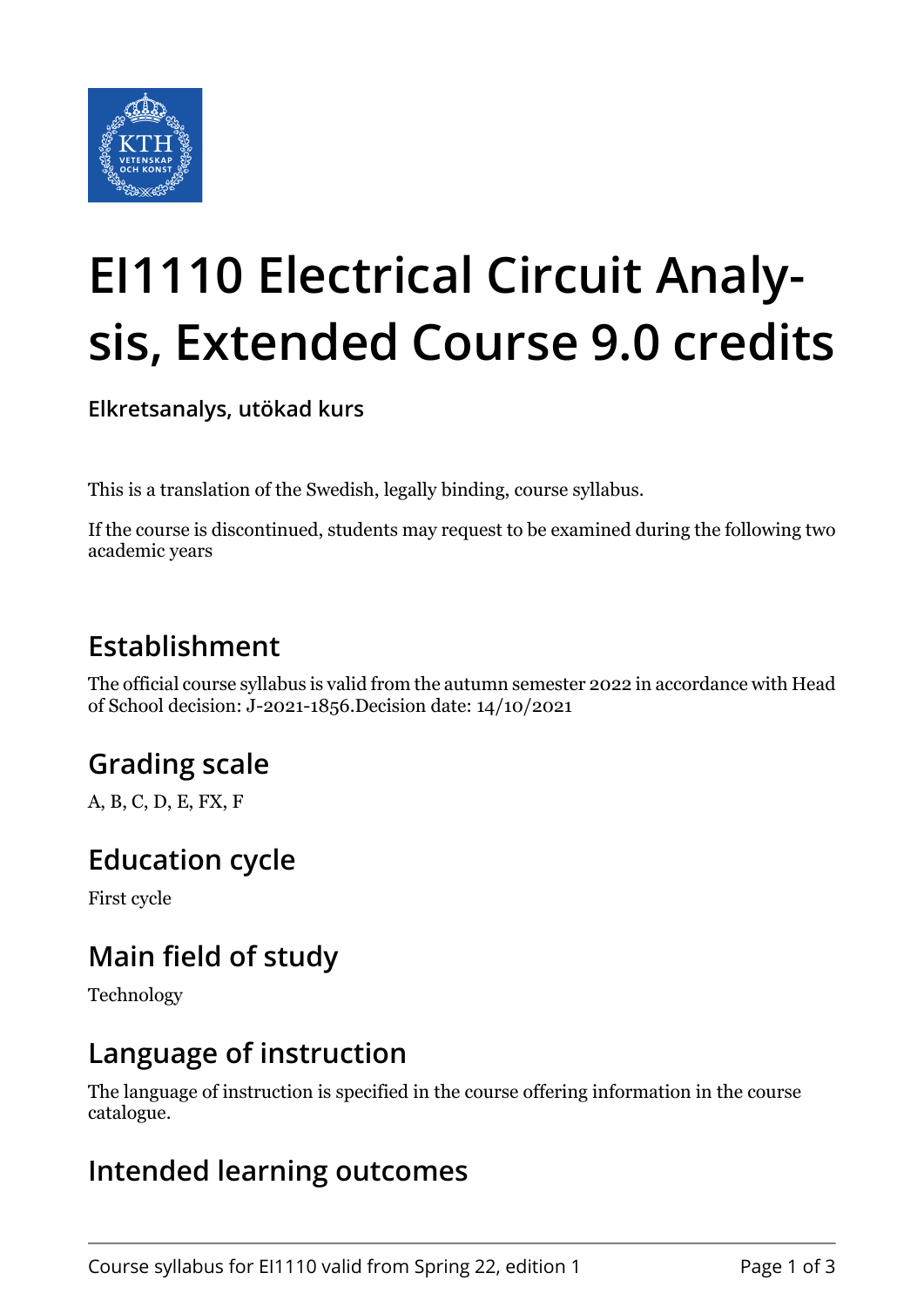# EI1110 Electrical Circuit Analysis, Extended Course 9.0 credits

**Elkretsanalys, utökad kurs**

This is a translation of the Swedish, legally binding, course syllabus.

If the course is discontinued, students may request to be examined during the following two academic years

## Establishment

The official course syllabus is valid from the autumn semester 2022 in accordance with Head of School decision: J-2021-1856.Decision date: 14/10/2021

## Grading scale

A, B, C, D, E, FX, F

## Education cycle

First cycle

## Main field of study

Technology

## Language of instruction

The language of instruction is specified in the course offering information in the course catalogue.

## Intended learning outcomes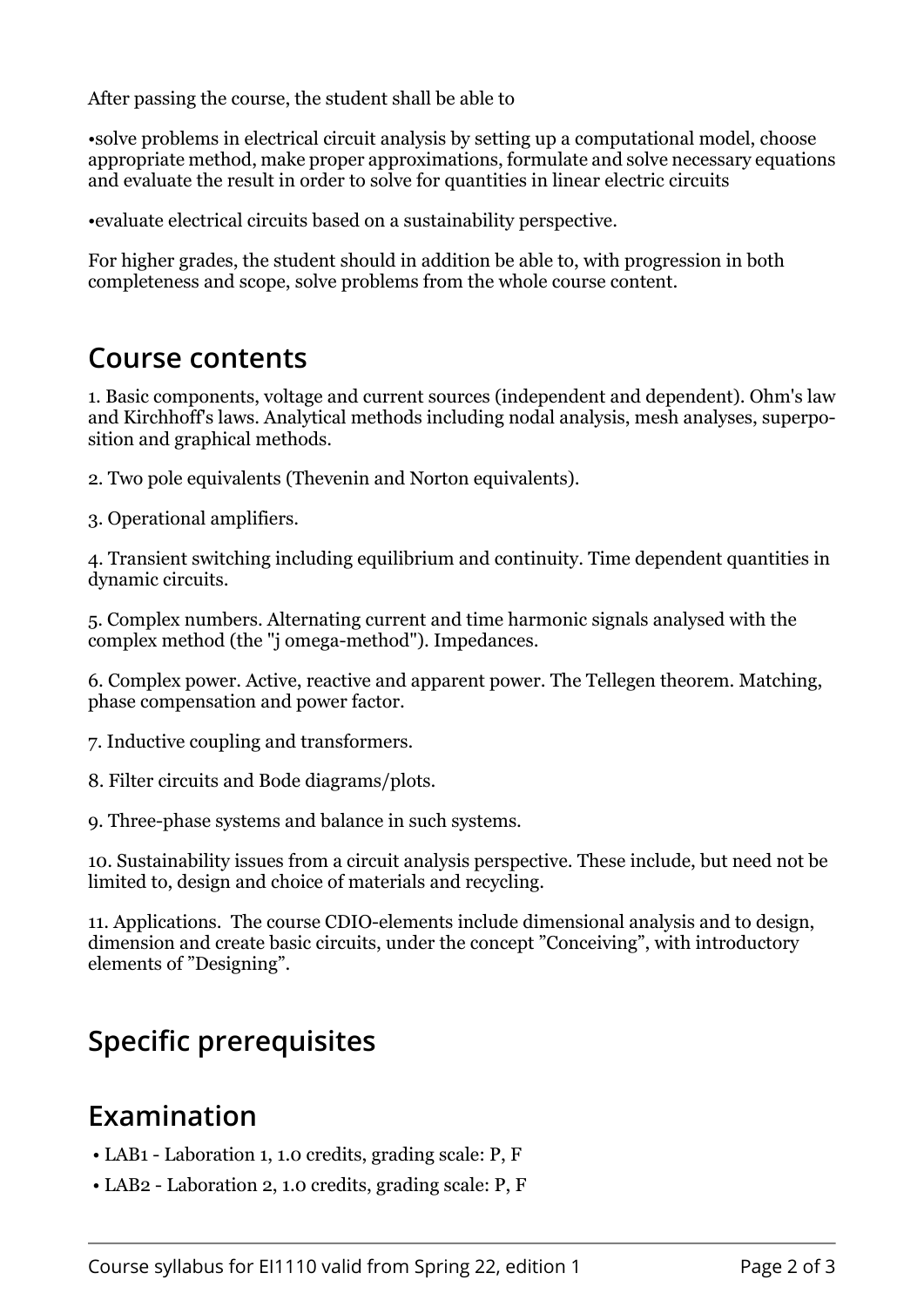After passing the course, the student shall be able to

•solve problems in electrical circuit analysis by setting up a computational model, choose appropriate method, make proper approximations, formulate and solve necessary equations and evaluate the result in order to solve for quantities in linear electric circuits

•evaluate electrical circuits based on a sustainability perspective.

For higher grades, the student should in addition be able to, with progression in both completeness and scope, solve problems from the whole course content.

## Course contents

1. Basic components, voltage and current sources (independent and dependent). Ohm's law and Kirchhoff's laws. Analytical methods including nodal analysis, mesh analyses, superposition and graphical methods.

2. Two pole equivalents (Thevenin and Norton equivalents).

3. Operational amplifiers.

4. Transient switching including equilibrium and continuity. Time dependent quantities in dynamic circuits.

5. Complex numbers. Alternating current and time harmonic signals analysed with the complex method (the "j omega-method"). Impedances.

6. Complex power. Active, reactive and apparent power. The Tellegen theorem. Matching, phase compensation and power factor.

7. Inductive coupling and transformers.

8. Filter circuits and Bode diagrams/plots.

9. Three-phase systems and balance in such systems.

10. Sustainability issues from a circuit analysis perspective. These include, but need not be limited to, design and choice of materials and recycling.

11. Applications. The course CDIO-elements include dimensional analysis and to design, dimension and create basic circuits, under the concept ”Conceiving”, with introductory elements of ”Designing”.

## Specific prerequisites

## Examination

- LAB1 - Laboration 1, 1.0 credits, grading scale: P, F
- LAB2 - Laboration 2, 1.0 credits, grading scale: P, F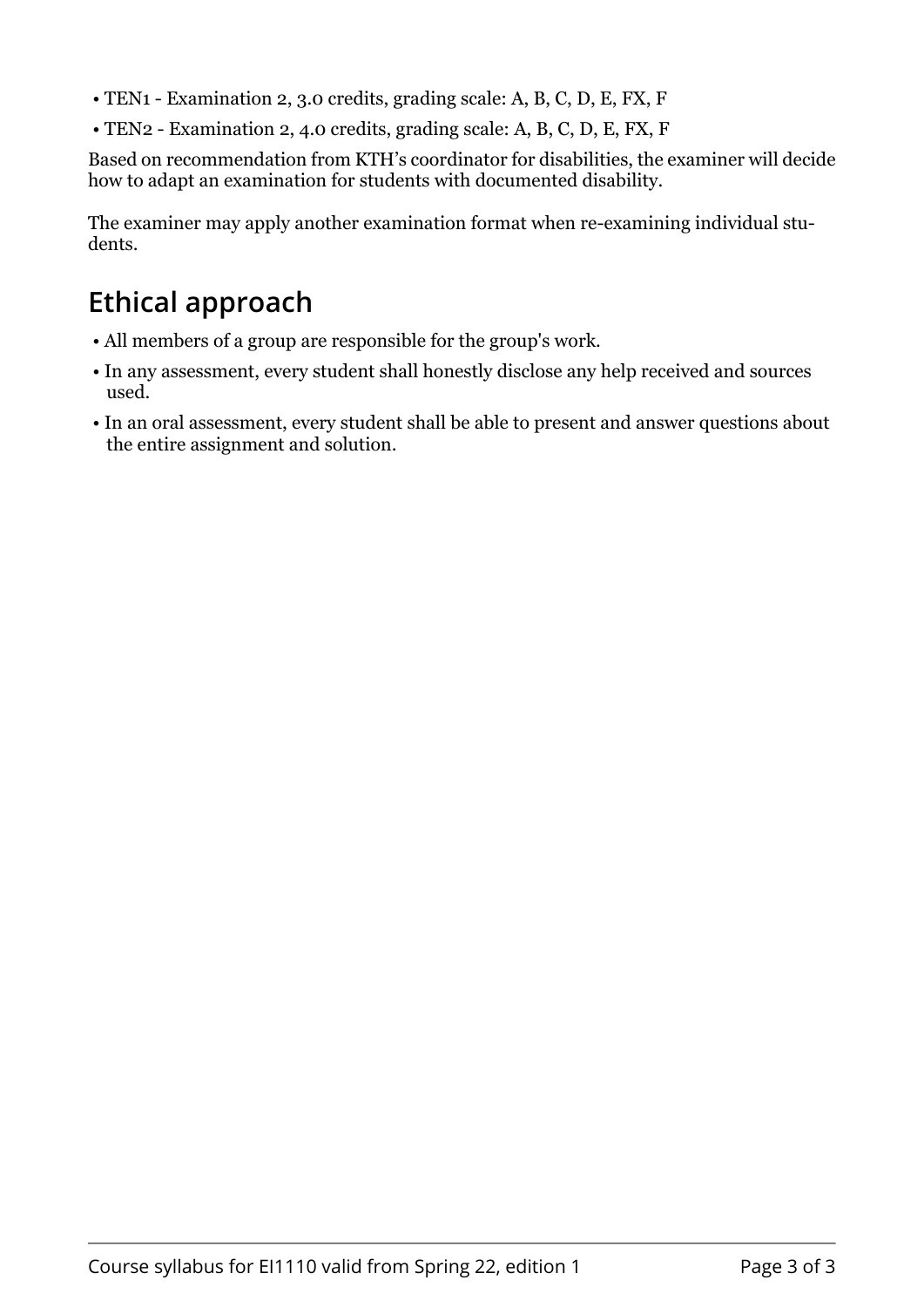- TEN1 - Examination 2, 3.0 credits, grading scale: A, B, C, D, E, FX, F
- TEN2 - Examination 2, 4.0 credits, grading scale: A, B, C, D, E, FX, F

Based on recommendation from KTH's coordinator for disabilities, the examiner will decide how to adapt an examination for students with documented disability.

The examiner may apply another examination format when re-examining individual students.

## Ethical approach

- All members of a group are responsible for the group's work.
- In any assessment, every student shall honestly disclose any help received and sources used.
- In an oral assessment, every student shall be able to present and answer questions about the entire assignment and solution.